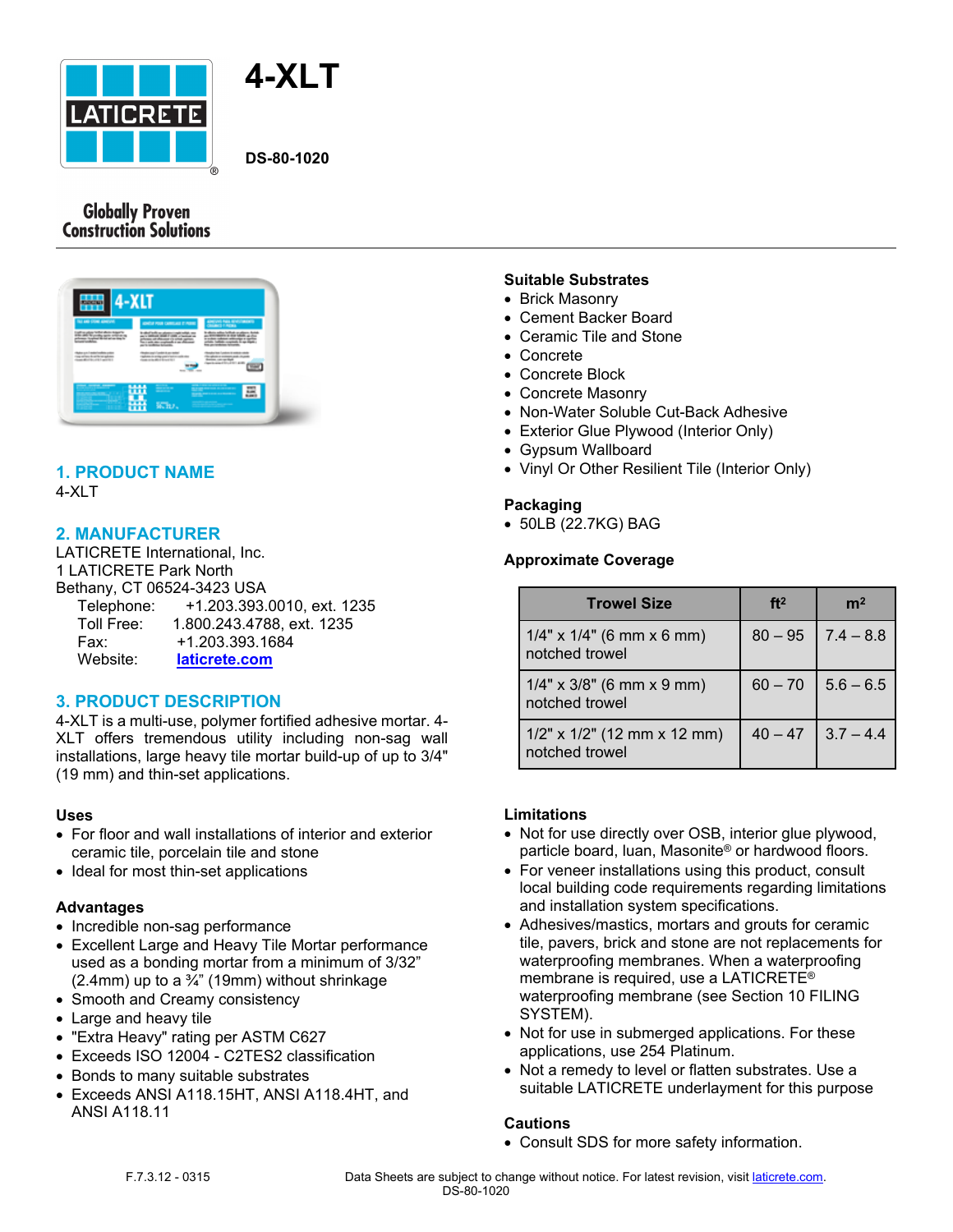# 4-XLT

**DS-80-1020**

Globally Proven Construction Solutions

## 1. PRODUCT NAME

4-XLT

## 2. MANUFACTURER

LATICRETE International, Inc.
1 LATICRETE Park North
Bethany, CT 06524-3423 USA

Telephone: +1.203.393.0010, ext. 1235
Toll Free: 1.800.243.4788, ext. 1235
Fax: +1.203.393.1684
Website: [laticrete.com](laticrete.com)

## 3. PRODUCT DESCRIPTION

4-XLT is a multi-use, polymer fortified adhesive mortar. 4-XLT offers tremendous utility including non-sag wall installations, large heavy tile mortar build-up of up to 3/4" (19 mm) and thin-set applications.

### Uses

- For floor and wall installations of interior and exterior ceramic tile, porcelain tile and stone
- Ideal for most thin-set applications

### Advantages

- Incredible non-sag performance
- Excellent Large and Heavy Tile Mortar performance used as a bonding mortar from a minimum of 3/32" (2.4mm) up to a ¾" (19mm) without shrinkage
- Smooth and Creamy consistency
- Large and heavy tile
- "Extra Heavy" rating per ASTM C627
- Exceeds ISO 12004 - C2TES2 classification
- Bonds to many suitable substrates
- Exceeds ANSI A118.15HT, ANSI A118.4HT, and ANSI A118.11

### Suitable Substrates

- Brick Masonry
- Cement Backer Board
- Ceramic Tile and Stone
- Concrete
- Concrete Block
- Concrete Masonry
- Non-Water Soluble Cut-Back Adhesive
- Exterior Glue Plywood (Interior Only)
- Gypsum Wallboard
- Vinyl Or Other Resilient Tile (Interior Only)

### Packaging

- 50LB (22.7KG) BAG

### Approximate Coverage

| Trowel Size | ft² | m² |
|---|---|---|
| 1/4" x 1/4" (6 mm x 6 mm) notched trowel | 80 – 95 | 7.4 – 8.8 |
| 1/4" x 3/8" (6 mm x 9 mm) notched trowel | 60 – 70 | 5.6 – 6.5 |
| 1/2" x 1/2" (12 mm x 12 mm) notched trowel | 40 – 47 | 3.7 – 4.4 |

### Limitations

- Not for use directly over OSB, interior glue plywood, particle board, luan, Masonite® or hardwood floors.
- For veneer installations using this product, consult local building code requirements regarding limitations and installation system specifications.
- Adhesives/mastics, mortars and grouts for ceramic tile, pavers, brick and stone are not replacements for waterproofing membranes. When a waterproofing membrane is required, use a LATICRETE® waterproofing membrane (see Section 10 FILING SYSTEM).
- Not for use in submerged applications. For these applications, use 254 Platinum.
- Not a remedy to level or flatten substrates. Use a suitable LATICRETE underlayment for this purpose

### Cautions

- Consult SDS for more safety information.

F.7.3.12 - 0315

Data Sheets are subject to change without notice. For latest revision, visit [laticrete.com](laticrete.com).
DS-80-1020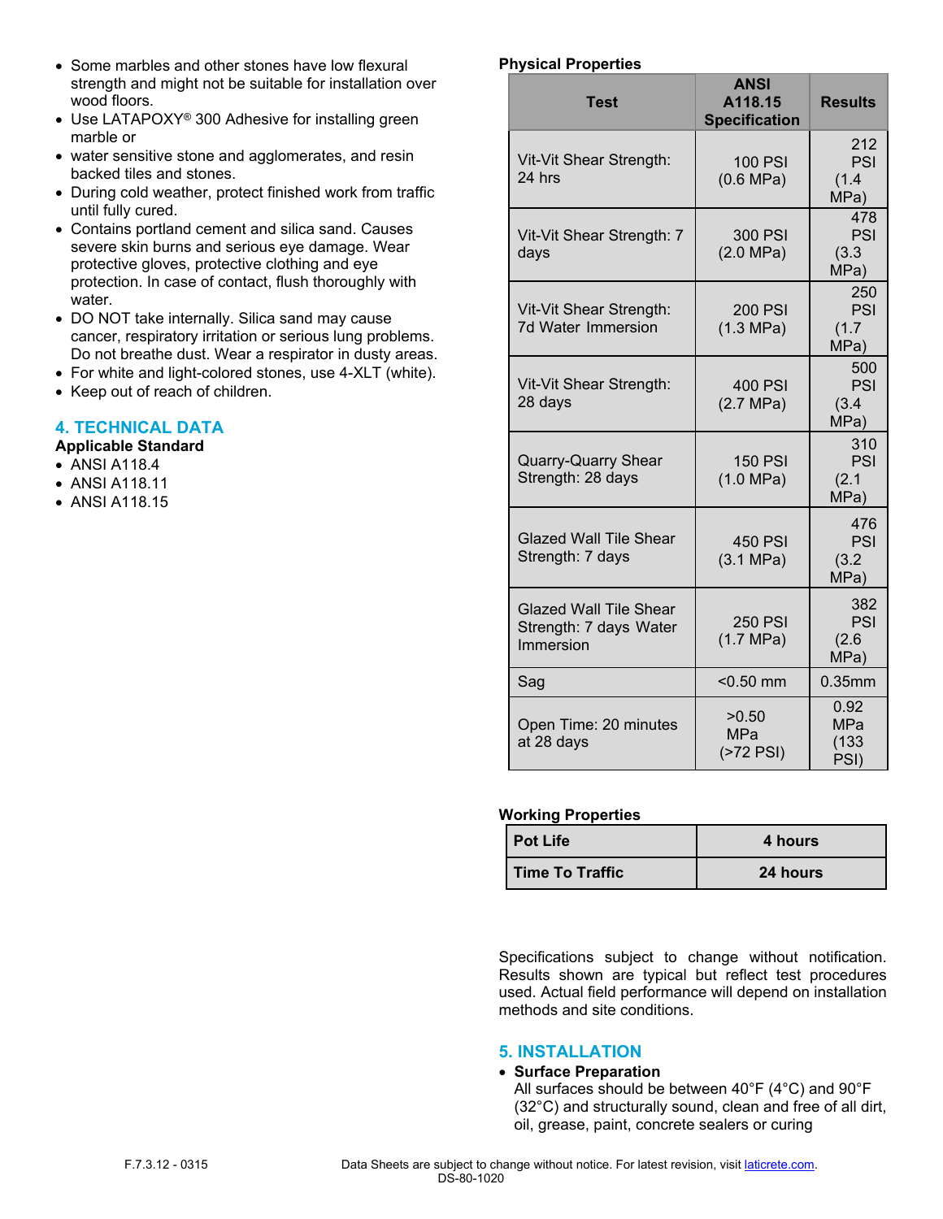- Some marbles and other stones have low flexural strength and might not be suitable for installation over wood floors.
- Use LATAPOXY® 300 Adhesive for installing green marble or
- water sensitive stone and agglomerates, and resin backed tiles and stones.
- During cold weather, protect finished work from traffic until fully cured.
- Contains portland cement and silica sand. Causes severe skin burns and serious eye damage. Wear protective gloves, protective clothing and eye protection. In case of contact, flush thoroughly with water.
- DO NOT take internally. Silica sand may cause cancer, respiratory irritation or serious lung problems. Do not breathe dust. Wear a respirator in dusty areas.
- For white and light-colored stones, use 4-XLT (white).
- Keep out of reach of children.

## 4. TECHNICAL DATA

**Applicable Standard**

- ANSI A118.4
- ANSI A118.11
- ANSI A118.15

**Physical Properties**

| Test | ANSI A118.15 Specification | Results |
|---|---|---|
| Vit-Vit Shear Strength: 24 hrs | 100 PSI (0.6 MPa) | 212 PSI (1.4 MPa) |
| Vit-Vit Shear Strength: 7 days | 300 PSI (2.0 MPa) | 478 PSI (3.3 MPa) |
| Vit-Vit Shear Strength: 7d Water Immersion | 200 PSI (1.3 MPa) | 250 PSI (1.7 MPa) |
| Vit-Vit Shear Strength: 28 days | 400 PSI (2.7 MPa) | 500 PSI (3.4 MPa) |
| Quarry-Quarry Shear Strength: 28 days | 150 PSI (1.0 MPa) | 310 PSI (2.1 MPa) |
| Glazed Wall Tile Shear Strength: 7 days | 450 PSI (3.1 MPa) | 476 PSI (3.2 MPa) |
| Glazed Wall Tile Shear Strength: 7 days Water Immersion | 250 PSI (1.7 MPa) | 382 PSI (2.6 MPa) |
| Sag | <0.50 mm | 0.35mm |
| Open Time: 20 minutes at 28 days | >0.50 MPa (>72 PSI) | 0.92 MPa (133 PSI) |

**Working Properties**

| Pot Life | 4 hours |
|---|---|
| Time To Traffic | 24 hours |

Specifications subject to change without notification. Results shown are typical but reflect test procedures used. Actual field performance will depend on installation methods and site conditions.

## 5. INSTALLATION

- **Surface Preparation**
  All surfaces should be between 40°F (4°C) and 90°F (32°C) and structurally sound, clean and free of all dirt, oil, grease, paint, concrete sealers or curing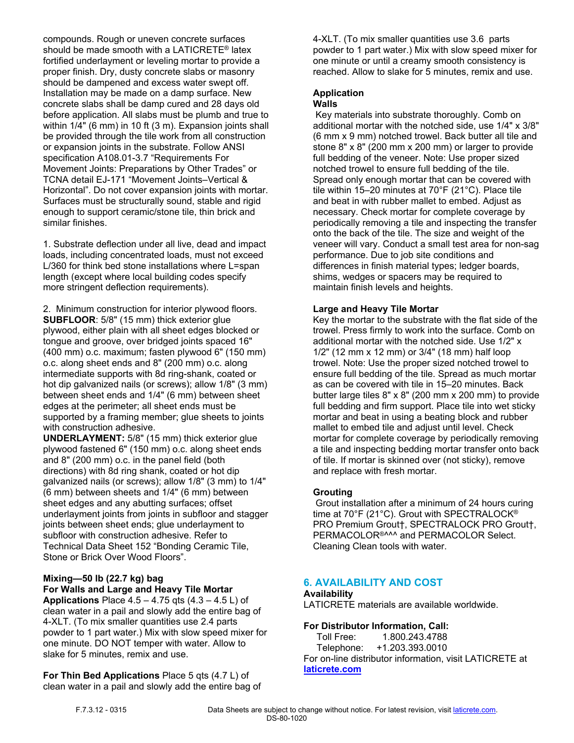compounds. Rough or uneven concrete surfaces should be made smooth with a LATICRETE® latex fortified underlayment or leveling mortar to provide a proper finish. Dry, dusty concrete slabs or masonry should be dampened and excess water swept off. Installation may be made on a damp surface. New concrete slabs shall be damp cured and 28 days old before application. All slabs must be plumb and true to within 1/4" (6 mm) in 10 ft (3 m). Expansion joints shall be provided through the tile work from all construction or expansion joints in the substrate. Follow ANSI specification A108.01-3.7 "Requirements For Movement Joints: Preparations by Other Trades" or TCNA detail EJ-171 "Movement Joints–Vertical & Horizontal". Do not cover expansion joints with mortar. Surfaces must be structurally sound, stable and rigid enough to support ceramic/stone tile, thin brick and similar finishes.

1. Substrate deflection under all live, dead and impact loads, including concentrated loads, must not exceed L/360 for think bed stone installations where L=span length (except where local building codes specify more stringent deflection requirements).

2. Minimum construction for interior plywood floors. **SUBFLOOR**: 5/8" (15 mm) thick exterior glue plywood, either plain with all sheet edges blocked or tongue and groove, over bridged joints spaced 16" (400 mm) o.c. maximum; fasten plywood 6" (150 mm) o.c. along sheet ends and 8" (200 mm) o.c. along intermediate supports with 8d ring-shank, coated or hot dip galvanized nails (or screws); allow 1/8" (3 mm) between sheet ends and 1/4" (6 mm) between sheet edges at the perimeter; all sheet ends must be supported by a framing member; glue sheets to joints with construction adhesive.
**UNDERLAYMENT:** 5/8" (15 mm) thick exterior glue plywood fastened 6" (150 mm) o.c. along sheet ends and 8" (200 mm) o.c. in the panel field (both directions) with 8d ring shank, coated or hot dip galvanized nails (or screws); allow 1/8" (3 mm) to 1/4" (6 mm) between sheets and 1/4" (6 mm) between sheet edges and any abutting surfaces; offset underlayment joints from joints in subfloor and stagger joints between sheet ends; glue underlayment to subfloor with construction adhesive. Refer to Technical Data Sheet 152 "Bonding Ceramic Tile, Stone or Brick Over Wood Floors".

**Mixing—50 lb (22.7 kg) bag**
**For Walls and Large and Heavy Tile Mortar Applications** Place 4.5 – 4.75 qts (4.3 – 4.5 L) of clean water in a pail and slowly add the entire bag of 4-XLT. (To mix smaller quantities use 2.4 parts powder to 1 part water.) Mix with slow speed mixer for one minute. DO NOT temper with water. Allow to slake for 5 minutes, remix and use.

**For Thin Bed Applications** Place 5 qts (4.7 L) of clean water in a pail and slowly add the entire bag of 4-XLT. (To mix smaller quantities use 3.6 parts powder to 1 part water.) Mix with slow speed mixer for one minute or until a creamy smooth consistency is reached. Allow to slake for 5 minutes, remix and use.

**Application**
**Walls**
Key materials into substrate thoroughly. Comb on additional mortar with the notched side, use 1/4" x 3/8" (6 mm x 9 mm) notched trowel. Back butter all tile and stone 8" x 8" (200 mm x 200 mm) or larger to provide full bedding of the veneer. Note: Use proper sized notched trowel to ensure full bedding of the tile. Spread only enough mortar that can be covered with tile within 15–20 minutes at 70°F (21°C). Place tile and beat in with rubber mallet to embed. Adjust as necessary. Check mortar for complete coverage by periodically removing a tile and inspecting the transfer onto the back of the tile. The size and weight of the veneer will vary. Conduct a small test area for non-sag performance. Due to job site conditions and differences in finish material types; ledger boards, shims, wedges or spacers may be required to maintain finish levels and heights.

**Large and Heavy Tile Mortar**
Key the mortar to the substrate with the flat side of the trowel. Press firmly to work into the surface. Comb on additional mortar with the notched side. Use 1/2" x 1/2" (12 mm x 12 mm) or 3/4" (18 mm) half loop trowel. Note: Use the proper sized notched trowel to ensure full bedding of the tile. Spread as much mortar as can be covered with tile in 15–20 minutes. Back butter large tiles 8" x 8" (200 mm x 200 mm) to provide full bedding and firm support. Place tile into wet sticky mortar and beat in using a beating block and rubber mallet to embed tile and adjust until level. Check mortar for complete coverage by periodically removing a tile and inspecting bedding mortar transfer onto back of tile. If mortar is skinned over (not sticky), remove and replace with fresh mortar.

**Grouting**
Grout installation after a minimum of 24 hours curing time at 70°F (21°C). Grout with SPECTRALOCK® PRO Premium Grout†, SPECTRALOCK PRO Grout†, PERMACOLOR®^^^ and PERMACOLOR Select. Cleaning Clean tools with water.

## 6. AVAILABILITY AND COST

**Availability**
LATICRETE materials are available worldwide.

**For Distributor Information, Call:**
Toll Free: 1.800.243.4788
Telephone: +1.203.393.0010
For on-line distributor information, visit LATICRETE at **laticrete.com**

F.7.3.12 - 0315 Data Sheets are subject to change without notice. For latest revision, visit laticrete.com.
DS-80-1020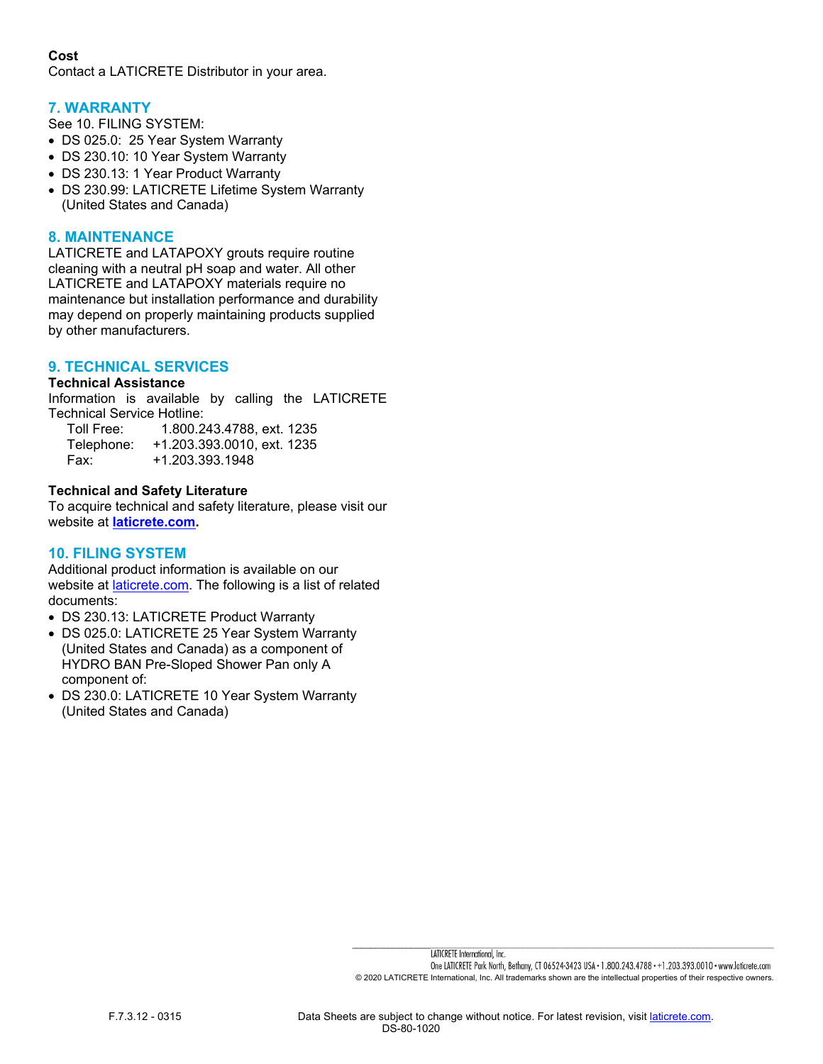**Cost**
Contact a LATICRETE Distributor in your area.

## 7. WARRANTY

See 10. FILING SYSTEM:

- DS 025.0: 25 Year System Warranty
- DS 230.10: 10 Year System Warranty
- DS 230.13: 1 Year Product Warranty
- DS 230.99: LATICRETE Lifetime System Warranty (United States and Canada)

## 8. MAINTENANCE

LATICRETE and LATAPOXY grouts require routine cleaning with a neutral pH soap and water. All other LATICRETE and LATAPOXY materials require no maintenance but installation performance and durability may depend on properly maintaining products supplied by other manufacturers.

## 9. TECHNICAL SERVICES

**Technical Assistance**
Information is available by calling the LATICRETE Technical Service Hotline:

Toll Free: 1.800.243.4788, ext. 1235
Telephone: +1.203.393.0010, ext. 1235
Fax: +1.203.393.1948

**Technical and Safety Literature**
To acquire technical and safety literature, please visit our website at **laticrete.com.**

## 10. FILING SYSTEM

Additional product information is available on our website at laticrete.com. The following is a list of related documents:

- DS 230.13: LATICRETE Product Warranty
- DS 025.0: LATICRETE 25 Year System Warranty (United States and Canada) as a component of HYDRO BAN Pre-Sloped Shower Pan only A component of:
- DS 230.0: LATICRETE 10 Year System Warranty (United States and Canada)

LATICRETE International, Inc.
One LATICRETE Park North, Bethany, CT 06524-3423 USA • 1.800.243.4788 • +1.203.393.0010 • www.laticrete.com
© 2020 LATICRETE International, Inc. All trademarks shown are the intellectual properties of their respective owners.

F.7.3.12 - 0315

Data Sheets are subject to change without notice. For latest revision, visit laticrete.com.
DS-80-1020